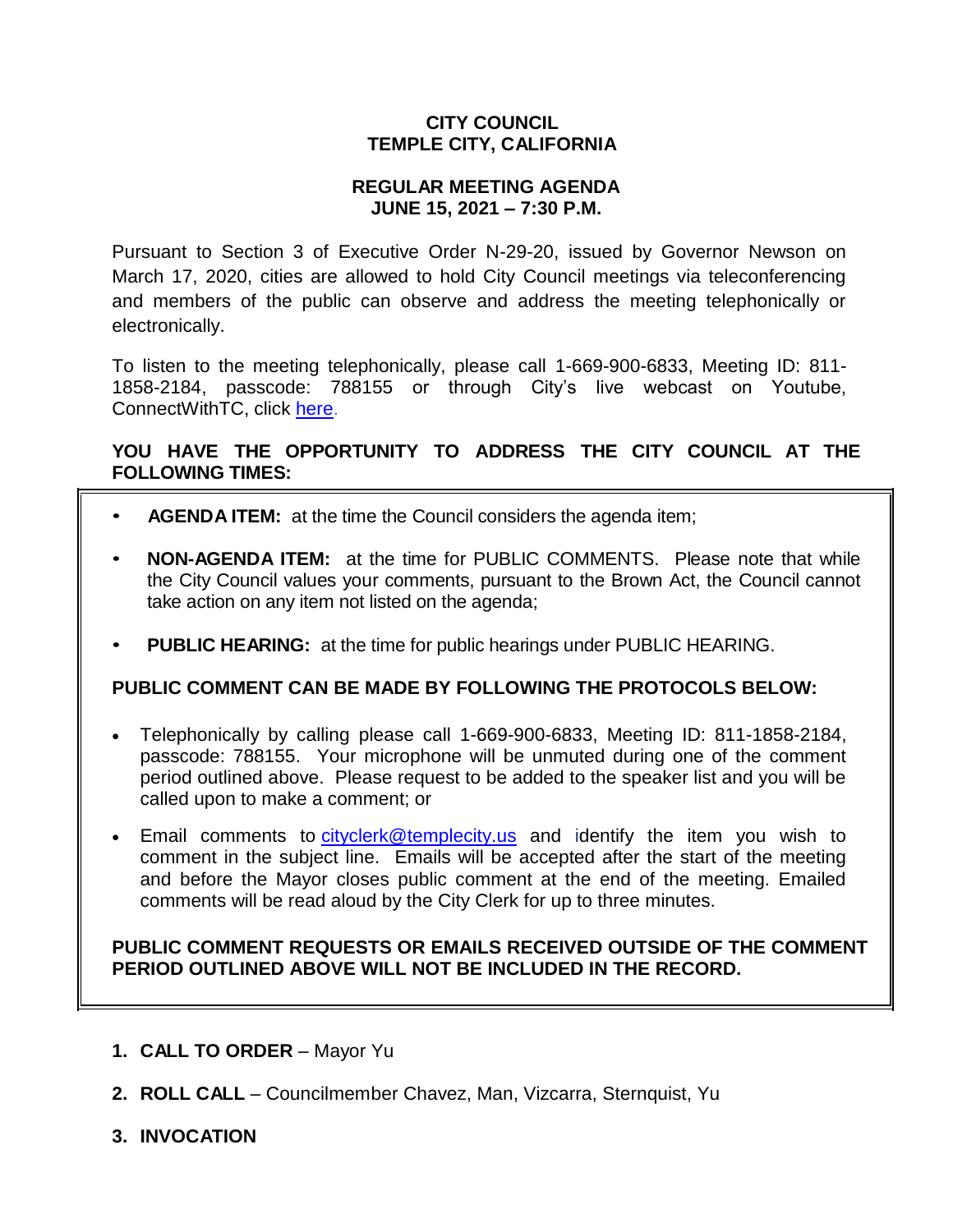**CITY COUNCIL**
**TEMPLE CITY, CALIFORNIA**

**REGULAR MEETING AGENDA**
**JUNE 15, 2021 – 7:30 P.M.**

Pursuant to Section 3 of Executive Order N-29-20, issued by Governor Newson on March 17, 2020, cities are allowed to hold City Council meetings via teleconferencing and members of the public can observe and address the meeting telephonically or electronically.

To listen to the meeting telephonically, please call 1-669-900-6833, Meeting ID: 811-1858-2184, passcode: 788155 or through City's live webcast on Youtube, ConnectWithTC, click here.

**YOU HAVE THE OPPORTUNITY TO ADDRESS THE CITY COUNCIL AT THE FOLLOWING TIMES:**

- **AGENDA ITEM:** at the time the Council considers the agenda item;
- **NON-AGENDA ITEM:** at the time for PUBLIC COMMENTS. Please note that while the City Council values your comments, pursuant to the Brown Act, the Council cannot take action on any item not listed on the agenda;
- **PUBLIC HEARING:** at the time for public hearings under PUBLIC HEARING.

**PUBLIC COMMENT CAN BE MADE BY FOLLOWING THE PROTOCOLS BELOW:**

- Telephonically by calling please call 1-669-900-6833, Meeting ID: 811-1858-2184, passcode: 788155. Your microphone will be unmuted during one of the comment period outlined above. Please request to be added to the speaker list and you will be called upon to make a comment; or
- Email comments to cityclerk@templecity.us and identify the item you wish to comment in the subject line. Emails will be accepted after the start of the meeting and before the Mayor closes public comment at the end of the meeting. Emailed comments will be read aloud by the City Clerk for up to three minutes.

**PUBLIC COMMENT REQUESTS OR EMAILS RECEIVED OUTSIDE OF THE COMMENT PERIOD OUTLINED ABOVE WILL NOT BE INCLUDED IN THE RECORD.**

1. **CALL TO ORDER** – Mayor Yu
2. **ROLL CALL** – Councilmember Chavez, Man, Vizcarra, Sternquist, Yu
3. **INVOCATION**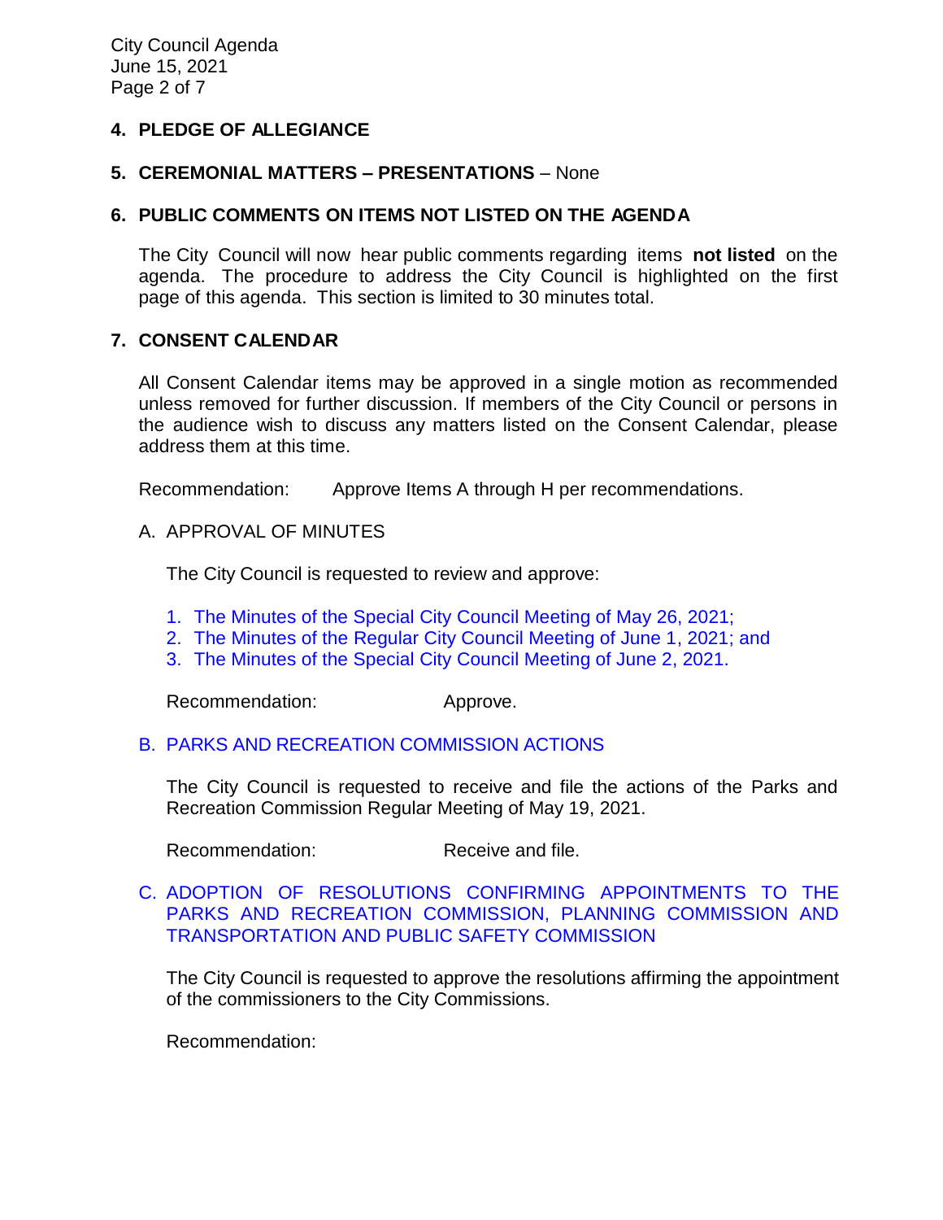## 4. PLEDGE OF ALLEGIANCE

## 5. CEREMONIAL MATTERS – PRESENTATIONS – None

## 6. PUBLIC COMMENTS ON ITEMS NOT LISTED ON THE AGENDA

The City Council will now hear public comments regarding items **not listed** on the agenda. The procedure to address the City Council is highlighted on the first page of this agenda. This section is limited to 30 minutes total.

## 7. CONSENT CALENDAR

All Consent Calendar items may be approved in a single motion as recommended unless removed for further discussion. If members of the City Council or persons in the audience wish to discuss any matters listed on the Consent Calendar, please address them at this time.

Recommendation: Approve Items A through H per recommendations.

A. APPROVAL OF MINUTES

The City Council is requested to review and approve:

1. The Minutes of the Special City Council Meeting of May 26, 2021;
2. The Minutes of the Regular City Council Meeting of June 1, 2021; and
3. The Minutes of the Special City Council Meeting of June 2, 2021.

Recommendation: Approve.

B. PARKS AND RECREATION COMMISSION ACTIONS

The City Council is requested to receive and file the actions of the Parks and Recreation Commission Regular Meeting of May 19, 2021.

Recommendation: Receive and file.

C. ADOPTION OF RESOLUTIONS CONFIRMING APPOINTMENTS TO THE PARKS AND RECREATION COMMISSION, PLANNING COMMISSION AND TRANSPORTATION AND PUBLIC SAFETY COMMISSION

The City Council is requested to approve the resolutions affirming the appointment of the commissioners to the City Commissions.

Recommendation: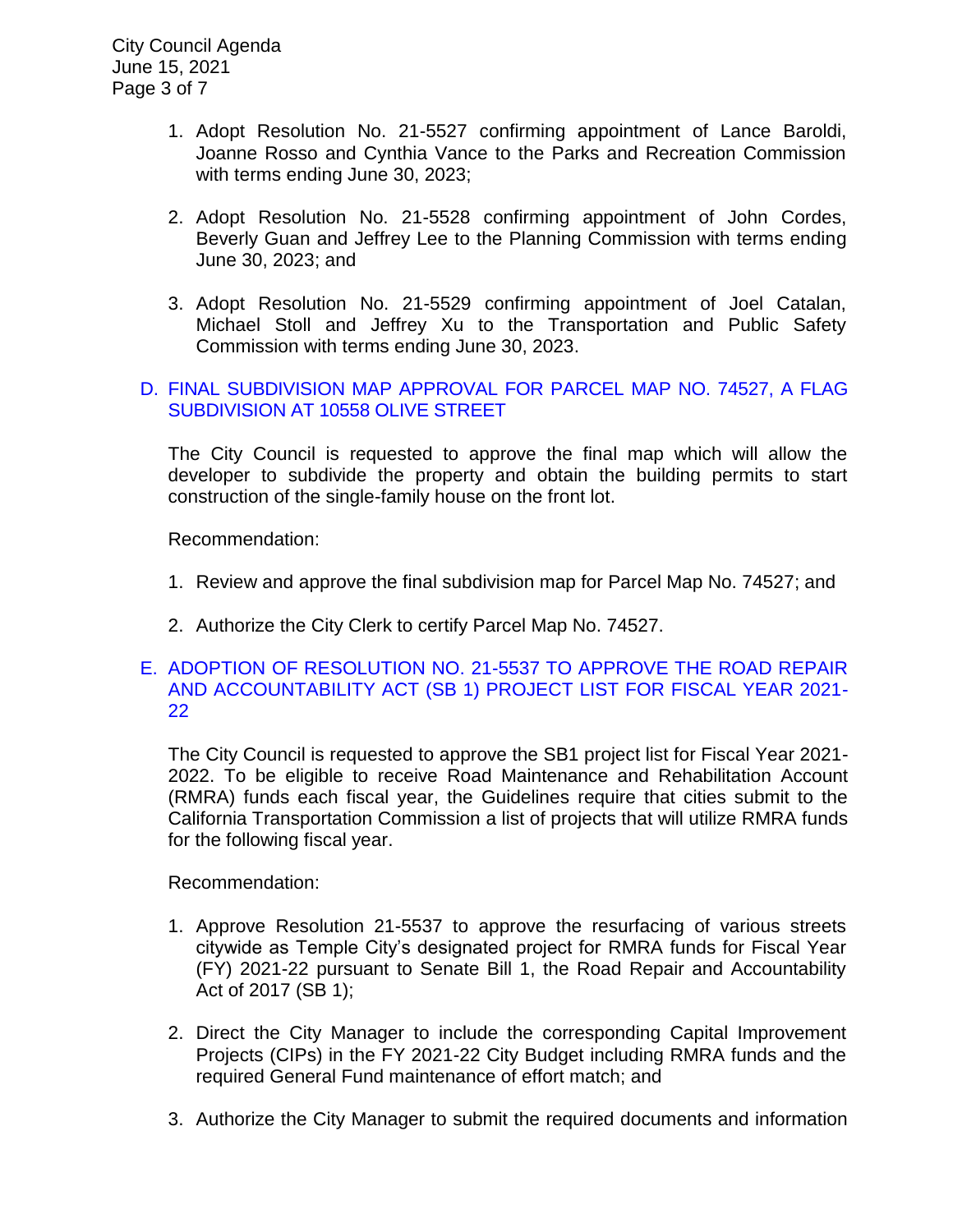1. Adopt Resolution No. 21-5527 confirming appointment of Lance Baroldi, Joanne Rosso and Cynthia Vance to the Parks and Recreation Commission with terms ending June 30, 2023;

2. Adopt Resolution No. 21-5528 confirming appointment of John Cordes, Beverly Guan and Jeffrey Lee to the Planning Commission with terms ending June 30, 2023; and

3. Adopt Resolution No. 21-5529 confirming appointment of Joel Catalan, Michael Stoll and Jeffrey Xu to the Transportation and Public Safety Commission with terms ending June 30, 2023.

D. FINAL SUBDIVISION MAP APPROVAL FOR PARCEL MAP NO. 74527, A FLAG SUBDIVISION AT 10558 OLIVE STREET

The City Council is requested to approve the final map which will allow the developer to subdivide the property and obtain the building permits to start construction of the single-family house on the front lot.

Recommendation:

1. Review and approve the final subdivision map for Parcel Map No. 74527; and

2. Authorize the City Clerk to certify Parcel Map No. 74527.

E. ADOPTION OF RESOLUTION NO. 21-5537 TO APPROVE THE ROAD REPAIR AND ACCOUNTABILITY ACT (SB 1) PROJECT LIST FOR FISCAL YEAR 2021-22

The City Council is requested to approve the SB1 project list for Fiscal Year 2021-2022. To be eligible to receive Road Maintenance and Rehabilitation Account (RMRA) funds each fiscal year, the Guidelines require that cities submit to the California Transportation Commission a list of projects that will utilize RMRA funds for the following fiscal year.

Recommendation:

1. Approve Resolution 21-5537 to approve the resurfacing of various streets citywide as Temple City's designated project for RMRA funds for Fiscal Year (FY) 2021-22 pursuant to Senate Bill 1, the Road Repair and Accountability Act of 2017 (SB 1);

2. Direct the City Manager to include the corresponding Capital Improvement Projects (CIPs) in the FY 2021-22 City Budget including RMRA funds and the required General Fund maintenance of effort match; and

3. Authorize the City Manager to submit the required documents and information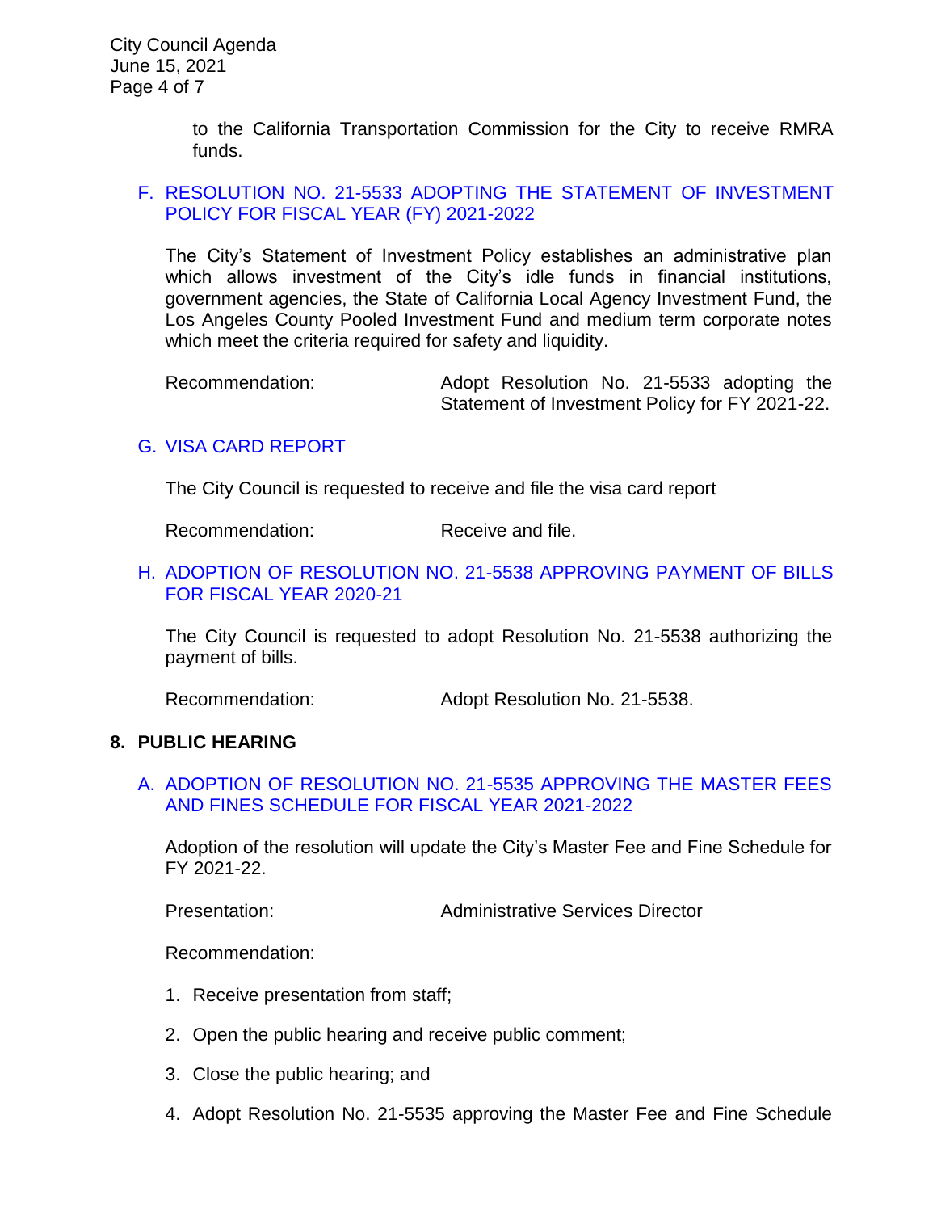to the California Transportation Commission for the City to receive RMRA funds.

F. RESOLUTION NO. 21-5533 ADOPTING THE STATEMENT OF INVESTMENT POLICY FOR FISCAL YEAR (FY) 2021-2022

The City's Statement of Investment Policy establishes an administrative plan which allows investment of the City's idle funds in financial institutions, government agencies, the State of California Local Agency Investment Fund, the Los Angeles County Pooled Investment Fund and medium term corporate notes which meet the criteria required for safety and liquidity.

Recommendation: Adopt Resolution No. 21-5533 adopting the Statement of Investment Policy for FY 2021-22.

G. VISA CARD REPORT

The City Council is requested to receive and file the visa card report

Recommendation: Receive and file.

H. ADOPTION OF RESOLUTION NO. 21-5538 APPROVING PAYMENT OF BILLS FOR FISCAL YEAR 2020-21

The City Council is requested to adopt Resolution No. 21-5538 authorizing the payment of bills.

Recommendation: Adopt Resolution No. 21-5538.

## 8. PUBLIC HEARING

A. ADOPTION OF RESOLUTION NO. 21-5535 APPROVING THE MASTER FEES AND FINES SCHEDULE FOR FISCAL YEAR 2021-2022

Adoption of the resolution will update the City's Master Fee and Fine Schedule for FY 2021-22.

Presentation: Administrative Services Director

Recommendation:

1. Receive presentation from staff;
2. Open the public hearing and receive public comment;
3. Close the public hearing; and
4. Adopt Resolution No. 21-5535 approving the Master Fee and Fine Schedule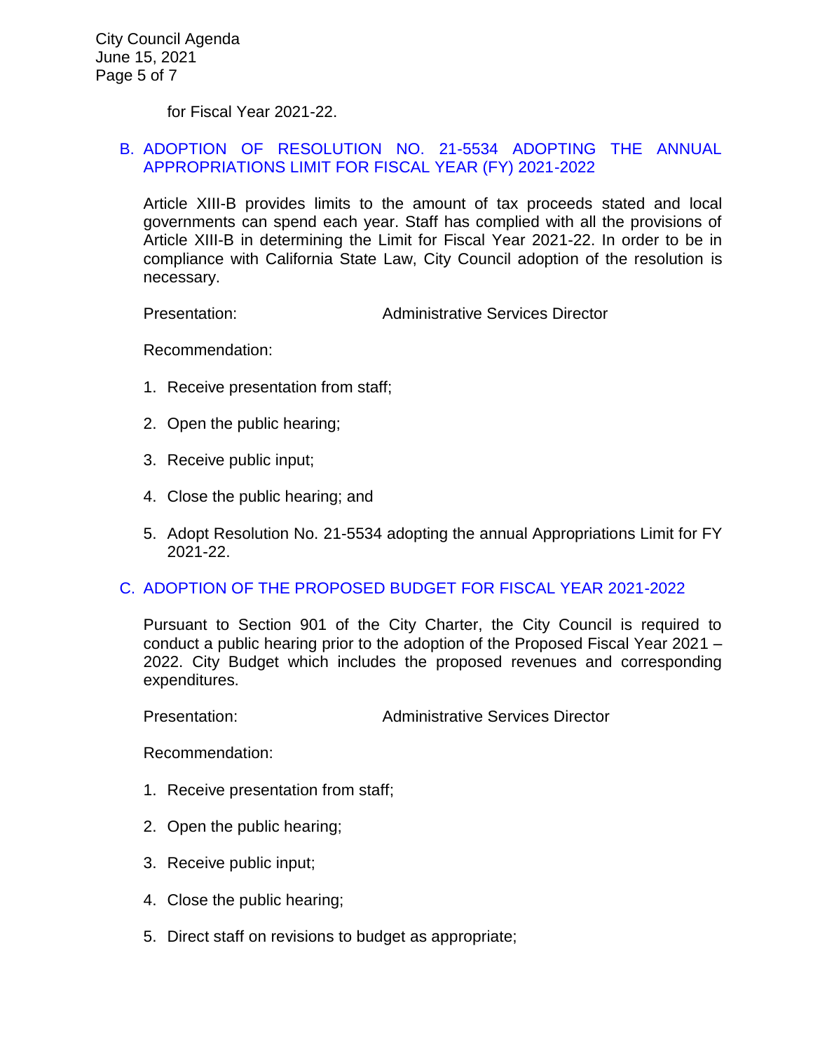for Fiscal Year 2021-22.

### B. ADOPTION OF RESOLUTION NO. 21-5534 ADOPTING THE ANNUAL APPROPRIATIONS LIMIT FOR FISCAL YEAR (FY) 2021-2022

Article XIII-B provides limits to the amount of tax proceeds stated and local governments can spend each year. Staff has complied with all the provisions of Article XIII-B in determining the Limit for Fiscal Year 2021-22. In order to be in compliance with California State Law, City Council adoption of the resolution is necessary.

Presentation: Administrative Services Director

Recommendation:

1. Receive presentation from staff;
2. Open the public hearing;
3. Receive public input;
4. Close the public hearing; and
5. Adopt Resolution No. 21-5534 adopting the annual Appropriations Limit for FY 2021-22.

### C. ADOPTION OF THE PROPOSED BUDGET FOR FISCAL YEAR 2021-2022

Pursuant to Section 901 of the City Charter, the City Council is required to conduct a public hearing prior to the adoption of the Proposed Fiscal Year 2021 – 2022. City Budget which includes the proposed revenues and corresponding expenditures.

Presentation: Administrative Services Director

Recommendation:

1. Receive presentation from staff;
2. Open the public hearing;
3. Receive public input;
4. Close the public hearing;
5. Direct staff on revisions to budget as appropriate;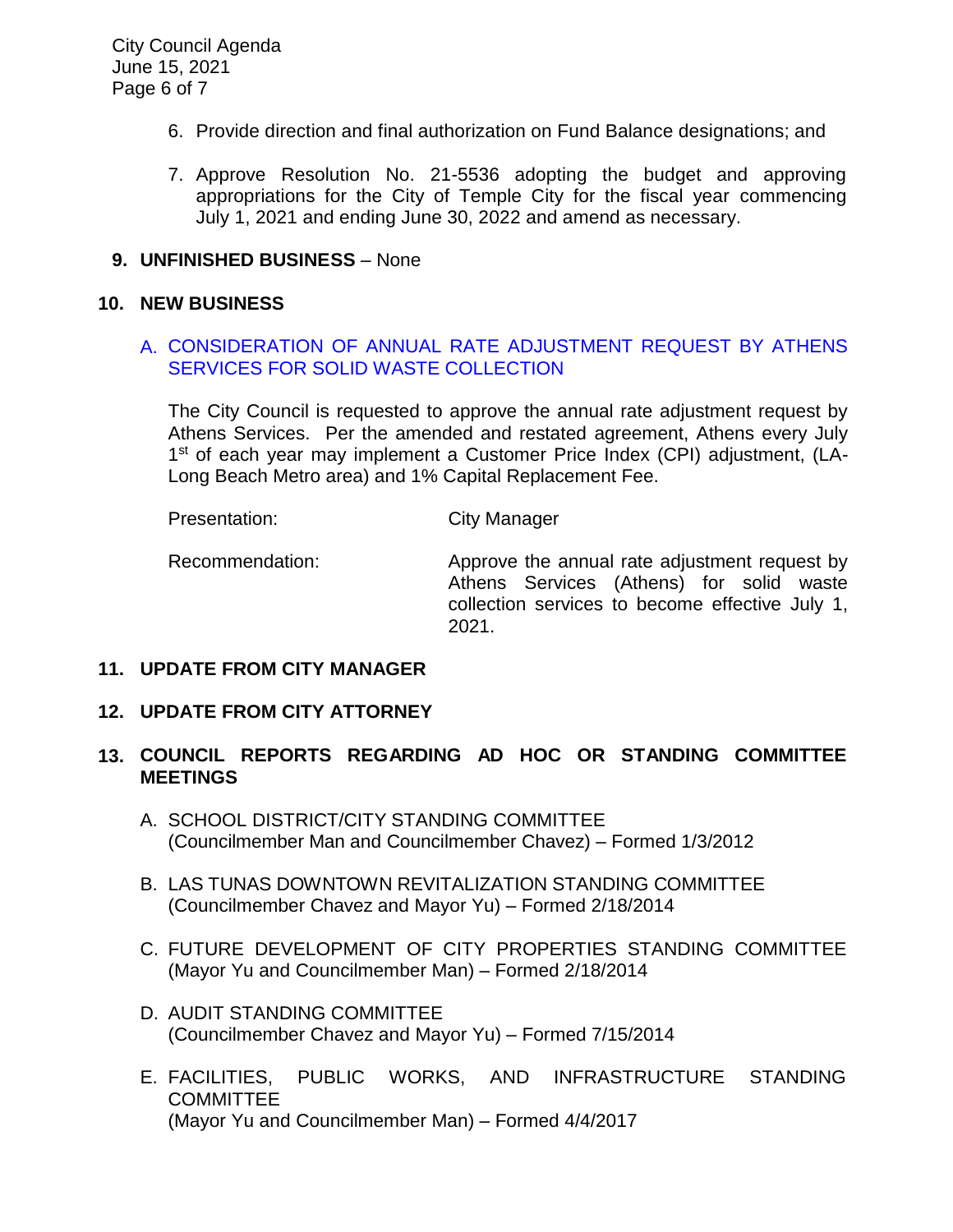6. Provide direction and final authorization on Fund Balance designations; and

7. Approve Resolution No. 21-5536 adopting the budget and approving appropriations for the City of Temple City for the fiscal year commencing July 1, 2021 and ending June 30, 2022 and amend as necessary.

**9. UNFINISHED BUSINESS** – None

**10. NEW BUSINESS**

A. CONSIDERATION OF ANNUAL RATE ADJUSTMENT REQUEST BY ATHENS SERVICES FOR SOLID WASTE COLLECTION

The City Council is requested to approve the annual rate adjustment request by Athens Services. Per the amended and restated agreement, Athens every July 1st of each year may implement a Customer Price Index (CPI) adjustment, (LA-Long Beach Metro area) and 1% Capital Replacement Fee.

Presentation: City Manager

Recommendation: Approve the annual rate adjustment request by Athens Services (Athens) for solid waste collection services to become effective July 1, 2021.

**11. UPDATE FROM CITY MANAGER**

**12. UPDATE FROM CITY ATTORNEY**

**13. COUNCIL REPORTS REGARDING AD HOC OR STANDING COMMITTEE MEETINGS**

A. SCHOOL DISTRICT/CITY STANDING COMMITTEE
(Councilmember Man and Councilmember Chavez) – Formed 1/3/2012

B. LAS TUNAS DOWNTOWN REVITALIZATION STANDING COMMITTEE
(Councilmember Chavez and Mayor Yu) – Formed 2/18/2014

C. FUTURE DEVELOPMENT OF CITY PROPERTIES STANDING COMMITTEE
(Mayor Yu and Councilmember Man) – Formed 2/18/2014

D. AUDIT STANDING COMMITTEE
(Councilmember Chavez and Mayor Yu) – Formed 7/15/2014

E. FACILITIES, PUBLIC WORKS, AND INFRASTRUCTURE STANDING COMMITTEE
(Mayor Yu and Councilmember Man) – Formed 4/4/2017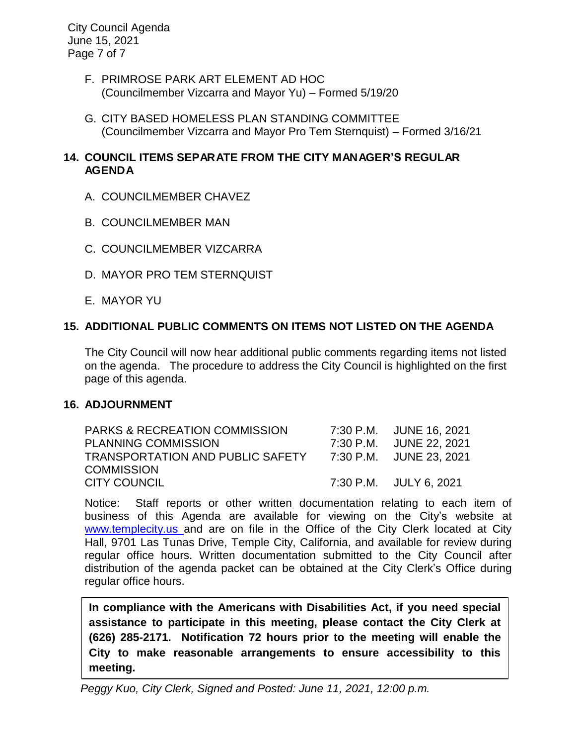F. PRIMROSE PARK ART ELEMENT AD HOC
   (Councilmember Vizcarra and Mayor Yu) – Formed 5/19/20

G. CITY BASED HOMELESS PLAN STANDING COMMITTEE
   (Councilmember Vizcarra and Mayor Pro Tem Sternquist) – Formed 3/16/21

## 14. COUNCIL ITEMS SEPARATE FROM THE CITY MANAGER'S REGULAR AGENDA

A. COUNCILMEMBER CHAVEZ

B. COUNCILMEMBER MAN

C. COUNCILMEMBER VIZCARRA

D. MAYOR PRO TEM STERNQUIST

E. MAYOR YU

## 15. ADDITIONAL PUBLIC COMMENTS ON ITEMS NOT LISTED ON THE AGENDA

The City Council will now hear additional public comments regarding items not listed on the agenda. The procedure to address the City Council is highlighted on the first page of this agenda.

## 16. ADJOURNMENT

| | | |
|---|---|---|
| PARKS & RECREATION COMMISSION | 7:30 P.M. | JUNE 16, 2021 |
| PLANNING COMMISSION | 7:30 P.M. | JUNE 22, 2021 |
| TRANSPORTATION AND PUBLIC SAFETY COMMISSION | 7:30 P.M. | JUNE 23, 2021 |
| CITY COUNCIL | 7:30 P.M. | JULY 6, 2021 |

Notice: Staff reports or other written documentation relating to each item of business of this Agenda are available for viewing on the City's website at www.templecity.us and are on file in the Office of the City Clerk located at City Hall, 9701 Las Tunas Drive, Temple City, California, and available for review during regular office hours. Written documentation submitted to the City Council after distribution of the agenda packet can be obtained at the City Clerk's Office during regular office hours.

**In compliance with the Americans with Disabilities Act, if you need special assistance to participate in this meeting, please contact the City Clerk at (626) 285-2171. Notification 72 hours prior to the meeting will enable the City to make reasonable arrangements to ensure accessibility to this meeting.**

*Peggy Kuo, City Clerk, Signed and Posted: June 11, 2021, 12:00 p.m.*